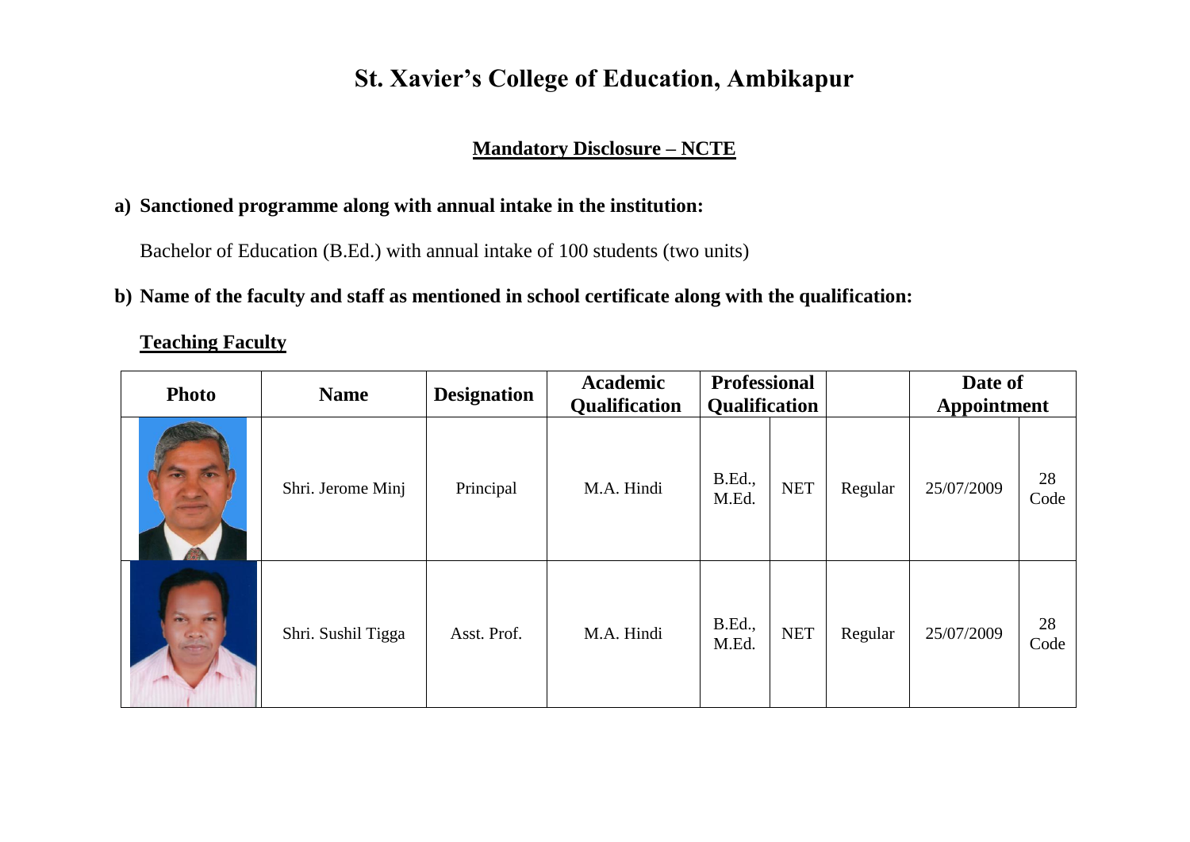# St. Xavier's College of Education, Ambikapur

## Mandatory Disclosure – NCTE

**a) Sanctioned programme along with annual intake in the institution:**

Bachelor of Education (B.Ed.) with annual intake of 100 students (two units)

**b) Name of the faculty and staff as mentioned in school certificate along with the qualification:**

**Teaching Faculty**

| Photo | Name | Designation | Academic Qualification | Professional Qualification | | | Date of Appointment | |
|---|---|---|---|---|---|---|---|---|
| | Shri. Jerome Minj | Principal | M.A. Hindi | B.Ed., M.Ed. | NET | Regular | 25/07/2009 | 28 Code |
| | Shri. Sushil Tigga | Asst. Prof. | M.A. Hindi | B.Ed., M.Ed. | NET | Regular | 25/07/2009 | 28 Code |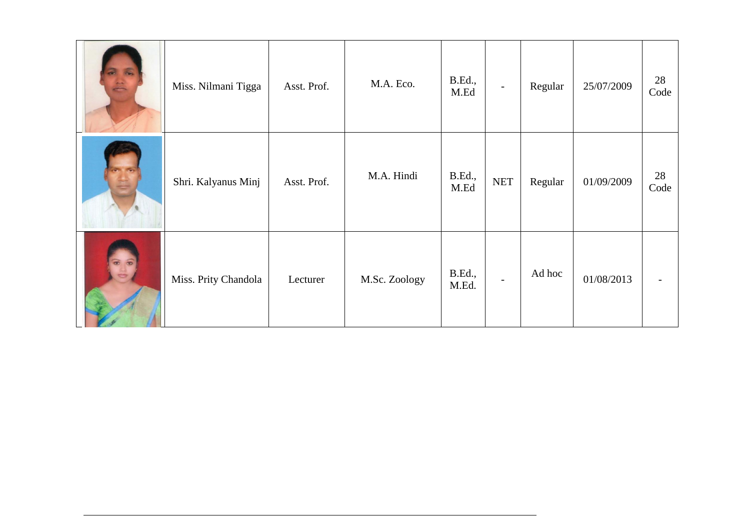| | | | | | | | | |
|---|---|---|---|---|---|---|---|---|
| | Miss. Nilmani Tigga | Asst. Prof. | M.A. Eco. | B.Ed., M.Ed | - | Regular | 25/07/2009 | 28 Code |
| | Shri. Kalyanus Minj | Asst. Prof. | M.A. Hindi | B.Ed., M.Ed | NET | Regular | 01/09/2009 | 28 Code |
| | Miss. Prity Chandola | Lecturer | M.Sc. Zoology | B.Ed., M.Ed. | - | Ad hoc | 01/08/2013 | - |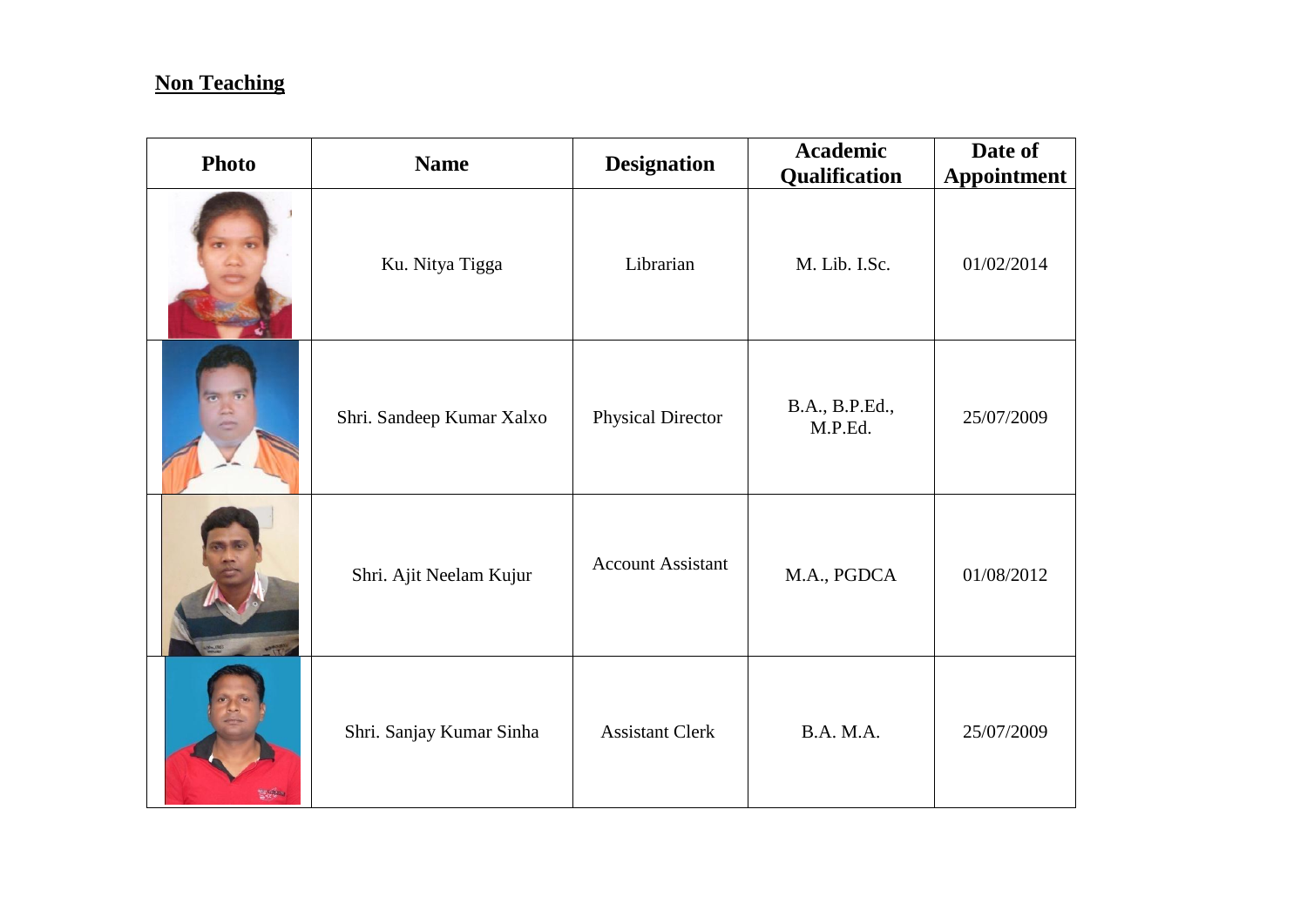**<u>Non Teaching</u>**

| Photo | Name | Designation | Academic Qualification | Date of Appointment |
|---|---|---|---|---|
| | Ku. Nitya Tigga | Librarian | M. Lib. I.Sc. | 01/02/2014 |
| | Shri. Sandeep Kumar Xalxo | Physical Director | B.A., B.P.Ed., M.P.Ed. | 25/07/2009 |
| | Shri. Ajit Neelam Kujur | Account Assistant | M.A., PGDCA | 01/08/2012 |
| | Shri. Sanjay Kumar Sinha | Assistant Clerk | B.A. M.A. | 25/07/2009 |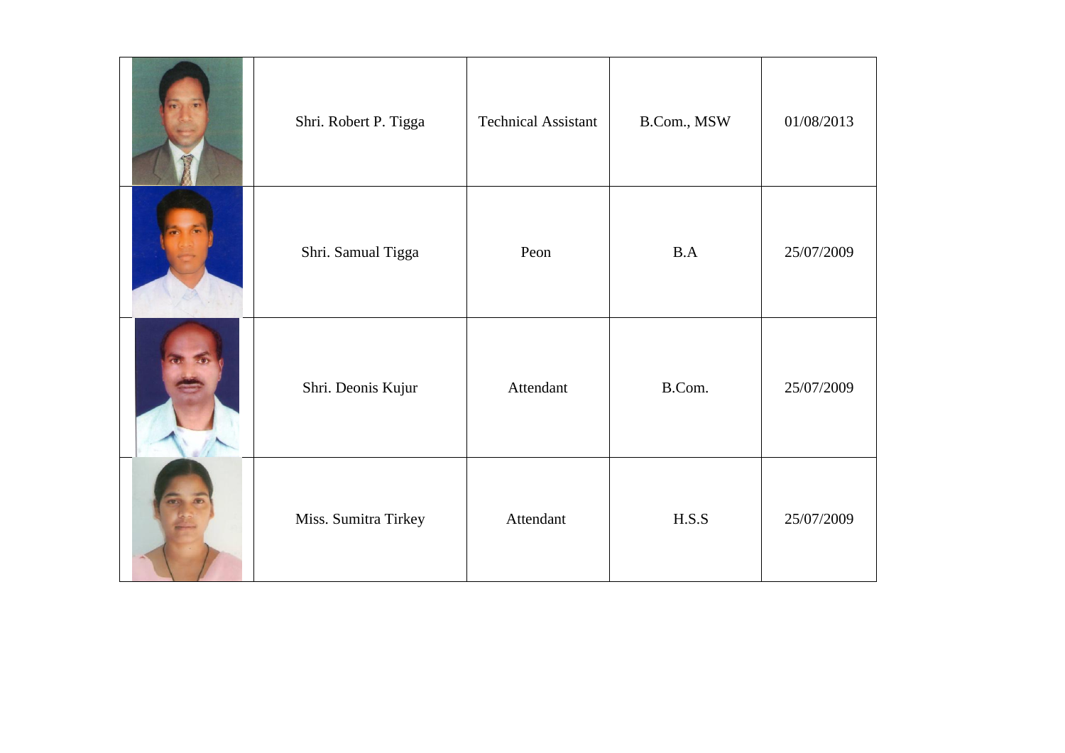|  | Name | Designation | Qualification | Date |
|---|---|---|---|---|
|  | Shri. Robert P. Tigga | Technical Assistant | B.Com., MSW | 01/08/2013 |
|  | Shri. Samual Tigga | Peon | B.A | 25/07/2009 |
|  | Shri. Deonis Kujur | Attendant | B.Com. | 25/07/2009 |
|  | Miss. Sumitra Tirkey | Attendant | H.S.S | 25/07/2009 |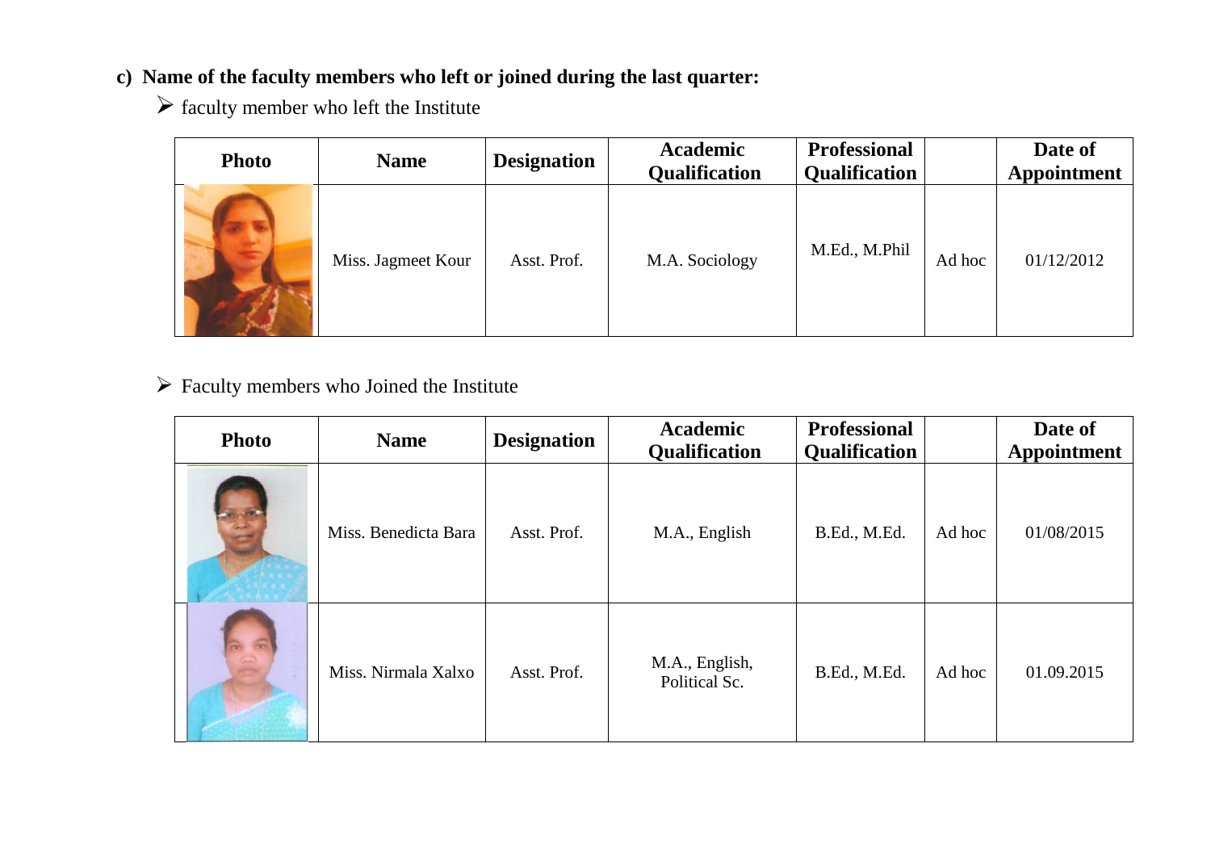**c) Name of the faculty members who left or joined during the last quarter:**

- faculty member who left the Institute

| Photo | Name | Designation | Academic Qualification | Professional Qualification | | Date of Appointment |
|---|---|---|---|---|---|---|
| | Miss. Jagmeet Kour | Asst. Prof. | M.A. Sociology | M.Ed., M.Phil | Ad hoc | 01/12/2012 |

- Faculty members who Joined the Institute

| Photo | Name | Designation | Academic Qualification | Professional Qualification | | Date of Appointment |
|---|---|---|---|---|---|---|
| | Miss. Benedicta Bara | Asst. Prof. | M.A., English | B.Ed., M.Ed. | Ad hoc | 01/08/2015 |
| | Miss. Nirmala Xalxo | Asst. Prof. | M.A., English, Political Sc. | B.Ed., M.Ed. | Ad hoc | 01.09.2015 |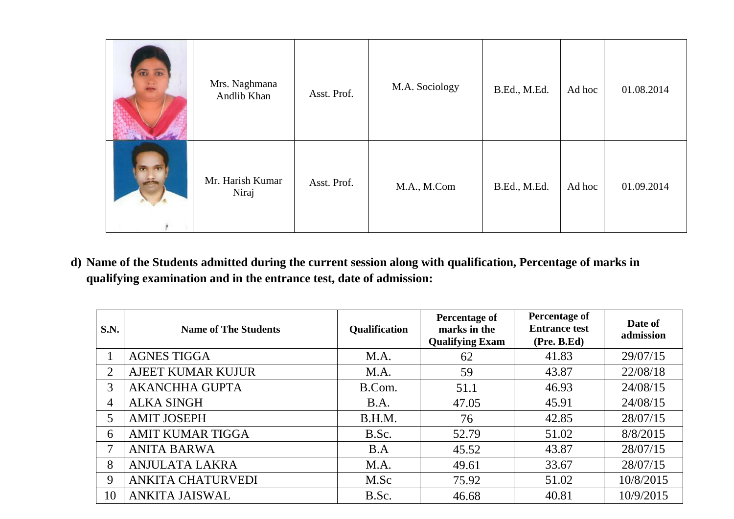|  | Mrs. Naghmana Andlib Khan | Asst. Prof. | M.A. Sociology | B.Ed., M.Ed. | Ad hoc | 01.08.2014 |
|---|---|---|---|---|---|---|
|  | Mr. Harish Kumar Niraj | Asst. Prof. | M.A., M.Com | B.Ed., M.Ed. | Ad hoc | 01.09.2014 |

**d) Name of the Students admitted during the current session along with qualification, Percentage of marks in qualifying examination and in the entrance test, date of admission:**

| S.N. | Name of The Students | Qualification | Percentage of marks in the Qualifying Exam | Percentage of Entrance test (Pre. B.Ed) | Date of admission |
|---|---|---|---|---|---|
| 1 | AGNES TIGGA | M.A. | 62 | 41.83 | 29/07/15 |
| 2 | AJEET KUMAR KUJUR | M.A. | 59 | 43.87 | 22/08/18 |
| 3 | AKANCHHA GUPTA | B.Com. | 51.1 | 46.93 | 24/08/15 |
| 4 | ALKA SINGH | B.A. | 47.05 | 45.91 | 24/08/15 |
| 5 | AMIT JOSEPH | B.H.M. | 76 | 42.85 | 28/07/15 |
| 6 | AMIT KUMAR TIGGA | B.Sc. | 52.79 | 51.02 | 8/8/2015 |
| 7 | ANITA BARWA | B.A | 45.52 | 43.87 | 28/07/15 |
| 8 | ANJULATA LAKRA | M.A. | 49.61 | 33.67 | 28/07/15 |
| 9 | ANKITA CHATURVEDI | M.Sc | 75.92 | 51.02 | 10/8/2015 |
| 10 | ANKITA JAISWAL | B.Sc. | 46.68 | 40.81 | 10/9/2015 |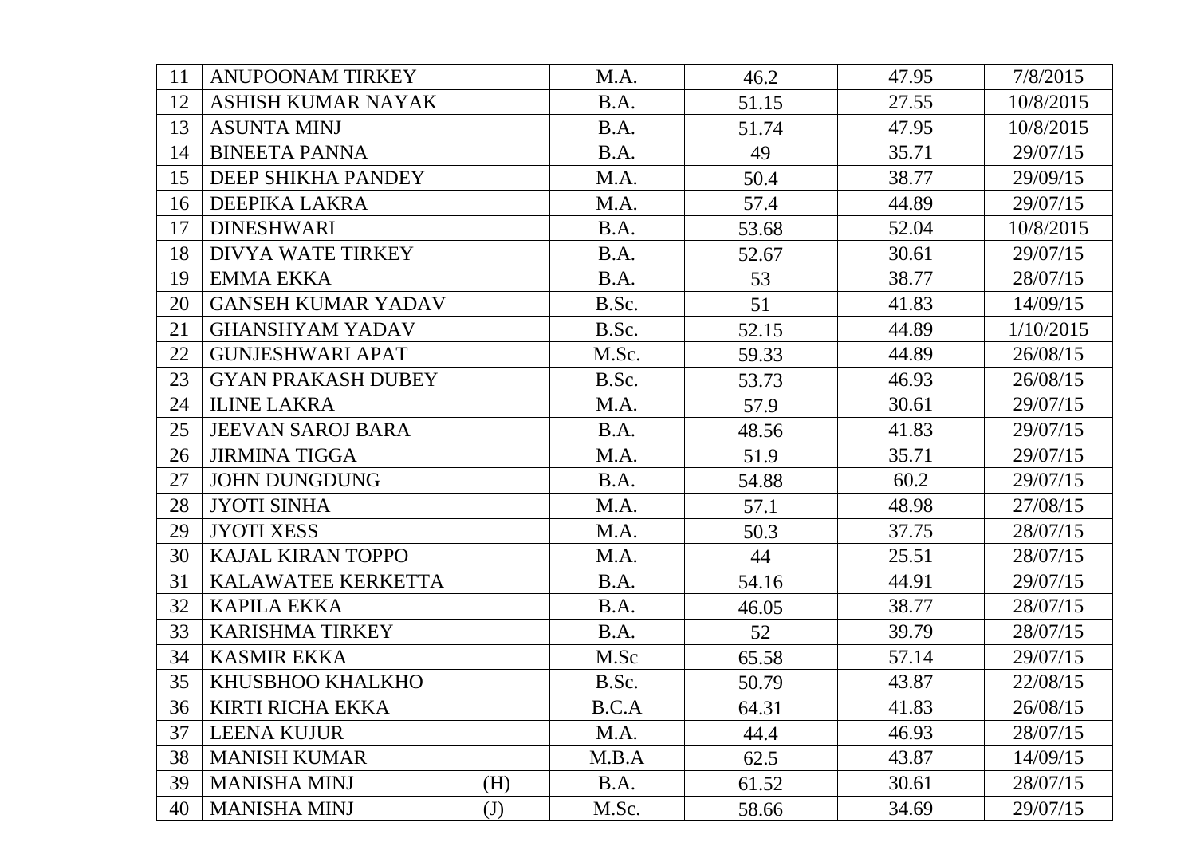| 11 | ANUPOONAM TIRKEY | | M.A. | 46.2 | 47.95 | 7/8/2015 |
|---|---|---|---|---|---|---|
| 12 | ASHISH KUMAR NAYAK | | B.A. | 51.15 | 27.55 | 10/8/2015 |
| 13 | ASUNTA MINJ | | B.A. | 51.74 | 47.95 | 10/8/2015 |
| 14 | BINEETA PANNA | | B.A. | 49 | 35.71 | 29/07/15 |
| 15 | DEEP SHIKHA PANDEY | | M.A. | 50.4 | 38.77 | 29/09/15 |
| 16 | DEEPIKA LAKRA | | M.A. | 57.4 | 44.89 | 29/07/15 |
| 17 | DINESHWARI | | B.A. | 53.68 | 52.04 | 10/8/2015 |
| 18 | DIVYA WATE TIRKEY | | B.A. | 52.67 | 30.61 | 29/07/15 |
| 19 | EMMA EKKA | | B.A. | 53 | 38.77 | 28/07/15 |
| 20 | GANSEH KUMAR YADAV | | B.Sc. | 51 | 41.83 | 14/09/15 |
| 21 | GHANSHYAM YADAV | | B.Sc. | 52.15 | 44.89 | 1/10/2015 |
| 22 | GUNJESHWARI APAT | | M.Sc. | 59.33 | 44.89 | 26/08/15 |
| 23 | GYAN PRAKASH DUBEY | | B.Sc. | 53.73 | 46.93 | 26/08/15 |
| 24 | ILINE LAKRA | | M.A. | 57.9 | 30.61 | 29/07/15 |
| 25 | JEEVAN SAROJ BARA | | B.A. | 48.56 | 41.83 | 29/07/15 |
| 26 | JIRMINA TIGGA | | M.A. | 51.9 | 35.71 | 29/07/15 |
| 27 | JOHN DUNGDUNG | | B.A. | 54.88 | 60.2 | 29/07/15 |
| 28 | JYOTI SINHA | | M.A. | 57.1 | 48.98 | 27/08/15 |
| 29 | JYOTI XESS | | M.A. | 50.3 | 37.75 | 28/07/15 |
| 30 | KAJAL KIRAN TOPPO | | M.A. | 44 | 25.51 | 28/07/15 |
| 31 | KALAWATEE KERKETTA | | B.A. | 54.16 | 44.91 | 29/07/15 |
| 32 | KAPILA EKKA | | B.A. | 46.05 | 38.77 | 28/07/15 |
| 33 | KARISHMA TIRKEY | | B.A. | 52 | 39.79 | 28/07/15 |
| 34 | KASMIR EKKA | | M.Sc | 65.58 | 57.14 | 29/07/15 |
| 35 | KHUSBHOO KHALKHO | | B.Sc. | 50.79 | 43.87 | 22/08/15 |
| 36 | KIRTI RICHA EKKA | | B.C.A | 64.31 | 41.83 | 26/08/15 |
| 37 | LEENA KUJUR | | M.A. | 44.4 | 46.93 | 28/07/15 |
| 38 | MANISH KUMAR | | M.B.A | 62.5 | 43.87 | 14/09/15 |
| 39 | MANISHA MINJ | (H) | B.A. | 61.52 | 30.61 | 28/07/15 |
| 40 | MANISHA MINJ | (J) | M.Sc. | 58.66 | 34.69 | 29/07/15 |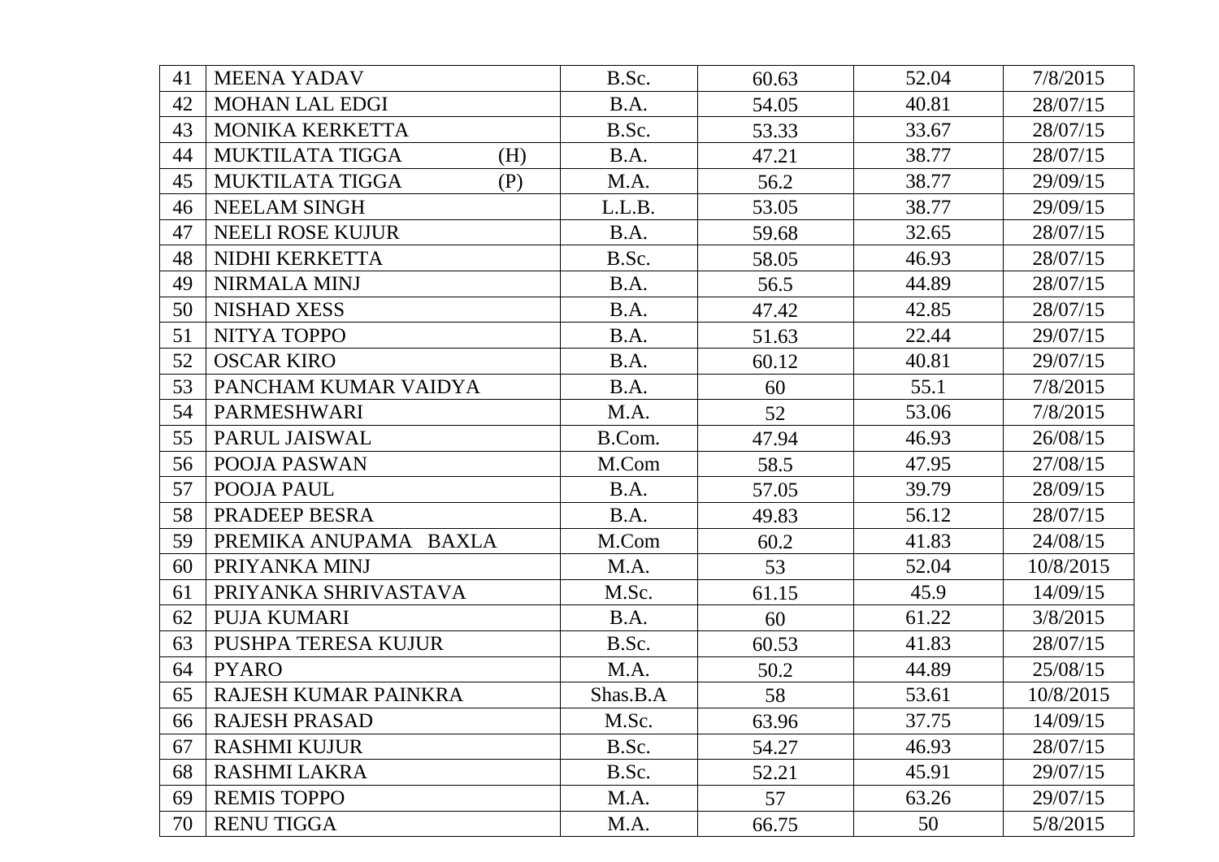| 41 | MEENA YADAV | B.Sc. | 60.63 | 52.04 | 7/8/2015 |
|---|---|---|---|---|---|
| 42 | MOHAN LAL EDGI | B.A. | 54.05 | 40.81 | 28/07/15 |
| 43 | MONIKA KERKETTA | B.Sc. | 53.33 | 33.67 | 28/07/15 |
| 44 | MUKTILATA TIGGA (H) | B.A. | 47.21 | 38.77 | 28/07/15 |
| 45 | MUKTILATA TIGGA (P) | M.A. | 56.2 | 38.77 | 29/09/15 |
| 46 | NEELAM SINGH | L.L.B. | 53.05 | 38.77 | 29/09/15 |
| 47 | NEELI ROSE KUJUR | B.A. | 59.68 | 32.65 | 28/07/15 |
| 48 | NIDHI KERKETTA | B.Sc. | 58.05 | 46.93 | 28/07/15 |
| 49 | NIRMALA MINJ | B.A. | 56.5 | 44.89 | 28/07/15 |
| 50 | NISHAD XESS | B.A. | 47.42 | 42.85 | 28/07/15 |
| 51 | NITYA TOPPO | B.A. | 51.63 | 22.44 | 29/07/15 |
| 52 | OSCAR KIRO | B.A. | 60.12 | 40.81 | 29/07/15 |
| 53 | PANCHAM KUMAR VAIDYA | B.A. | 60 | 55.1 | 7/8/2015 |
| 54 | PARMESHWARI | M.A. | 52 | 53.06 | 7/8/2015 |
| 55 | PARUL JAISWAL | B.Com. | 47.94 | 46.93 | 26/08/15 |
| 56 | POOJA PASWAN | M.Com | 58.5 | 47.95 | 27/08/15 |
| 57 | POOJA PAUL | B.A. | 57.05 | 39.79 | 28/09/15 |
| 58 | PRADEEP BESRA | B.A. | 49.83 | 56.12 | 28/07/15 |
| 59 | PREMIKA ANUPAMA BAXLA | M.Com | 60.2 | 41.83 | 24/08/15 |
| 60 | PRIYANKA MINJ | M.A. | 53 | 52.04 | 10/8/2015 |
| 61 | PRIYANKA SHRIVASTAVA | M.Sc. | 61.15 | 45.9 | 14/09/15 |
| 62 | PUJA KUMARI | B.A. | 60 | 61.22 | 3/8/2015 |
| 63 | PUSHPA TERESA KUJUR | B.Sc. | 60.53 | 41.83 | 28/07/15 |
| 64 | PYARO | M.A. | 50.2 | 44.89 | 25/08/15 |
| 65 | RAJESH KUMAR PAINKRA | Shas.B.A | 58 | 53.61 | 10/8/2015 |
| 66 | RAJESH PRASAD | M.Sc. | 63.96 | 37.75 | 14/09/15 |
| 67 | RASHMI KUJUR | B.Sc. | 54.27 | 46.93 | 28/07/15 |
| 68 | RASHMI LAKRA | B.Sc. | 52.21 | 45.91 | 29/07/15 |
| 69 | REMIS TOPPO | M.A. | 57 | 63.26 | 29/07/15 |
| 70 | RENU TIGGA | M.A. | 66.75 | 50 | 5/8/2015 |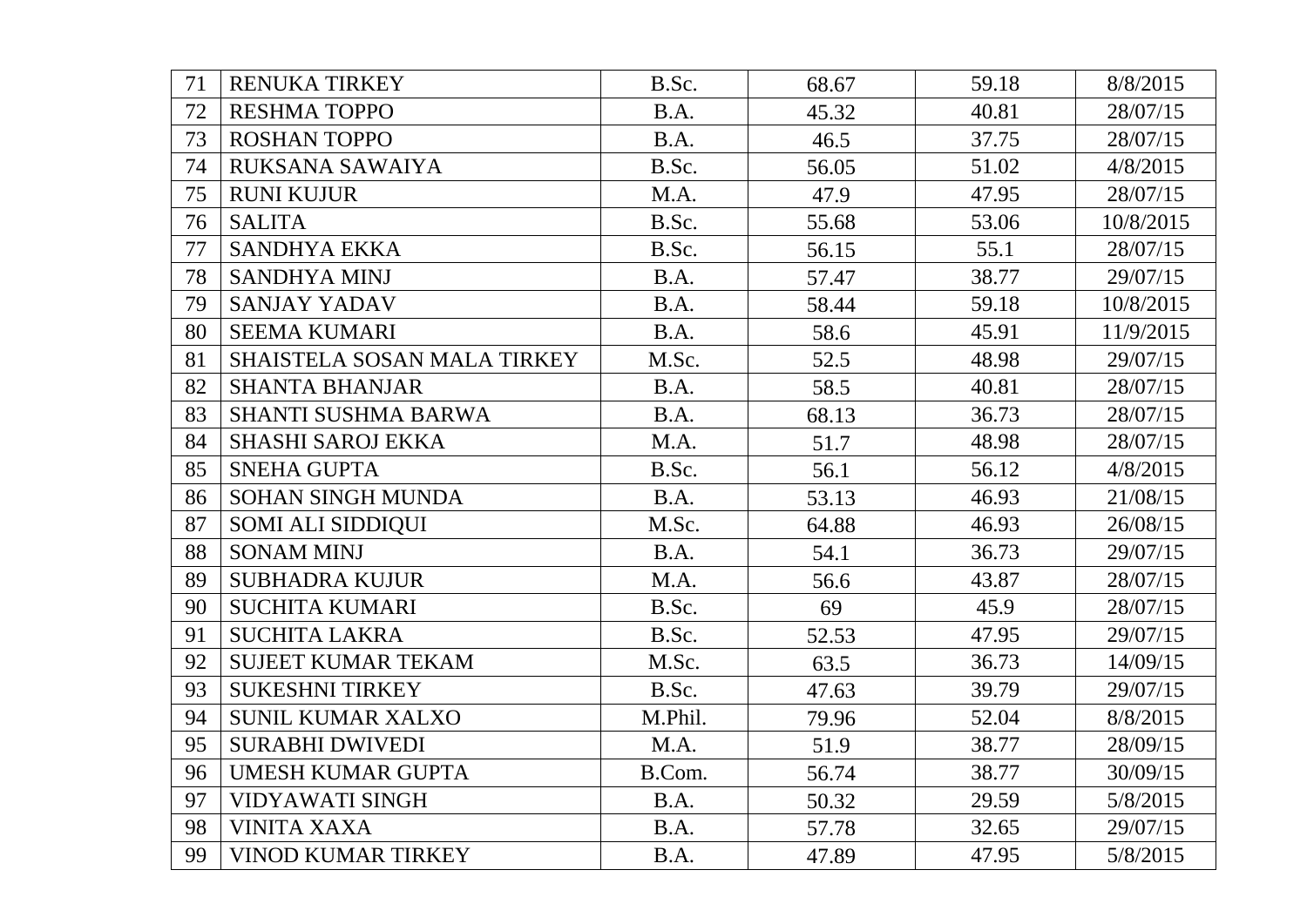| | | | | | |
|---|---|---|---|---|---|
| 71 | RENUKA TIRKEY | B.Sc. | 68.67 | 59.18 | 8/8/2015 |
| 72 | RESHMA TOPPO | B.A. | 45.32 | 40.81 | 28/07/15 |
| 73 | ROSHAN TOPPO | B.A. | 46.5 | 37.75 | 28/07/15 |
| 74 | RUKSANA SAWAIYA | B.Sc. | 56.05 | 51.02 | 4/8/2015 |
| 75 | RUNI KUJUR | M.A. | 47.9 | 47.95 | 28/07/15 |
| 76 | SALITA | B.Sc. | 55.68 | 53.06 | 10/8/2015 |
| 77 | SANDHYA EKKA | B.Sc. | 56.15 | 55.1 | 28/07/15 |
| 78 | SANDHYA MINJ | B.A. | 57.47 | 38.77 | 29/07/15 |
| 79 | SANJAY YADAV | B.A. | 58.44 | 59.18 | 10/8/2015 |
| 80 | SEEMA KUMARI | B.A. | 58.6 | 45.91 | 11/9/2015 |
| 81 | SHAISTELA SOSAN MALA TIRKEY | M.Sc. | 52.5 | 48.98 | 29/07/15 |
| 82 | SHANTA BHANJAR | B.A. | 58.5 | 40.81 | 28/07/15 |
| 83 | SHANTI SUSHMA BARWA | B.A. | 68.13 | 36.73 | 28/07/15 |
| 84 | SHASHI SAROJ EKKA | M.A. | 51.7 | 48.98 | 28/07/15 |
| 85 | SNEHA GUPTA | B.Sc. | 56.1 | 56.12 | 4/8/2015 |
| 86 | SOHAN SINGH MUNDA | B.A. | 53.13 | 46.93 | 21/08/15 |
| 87 | SOMI ALI SIDDIQUI | M.Sc. | 64.88 | 46.93 | 26/08/15 |
| 88 | SONAM MINJ | B.A. | 54.1 | 36.73 | 29/07/15 |
| 89 | SUBHADRA KUJUR | M.A. | 56.6 | 43.87 | 28/07/15 |
| 90 | SUCHITA KUMARI | B.Sc. | 69 | 45.9 | 28/07/15 |
| 91 | SUCHITA LAKRA | B.Sc. | 52.53 | 47.95 | 29/07/15 |
| 92 | SUJEET KUMAR TEKAM | M.Sc. | 63.5 | 36.73 | 14/09/15 |
| 93 | SUKESHNI TIRKEY | B.Sc. | 47.63 | 39.79 | 29/07/15 |
| 94 | SUNIL KUMAR XALXO | M.Phil. | 79.96 | 52.04 | 8/8/2015 |
| 95 | SURABHI DWIVEDI | M.A. | 51.9 | 38.77 | 28/09/15 |
| 96 | UMESH KUMAR GUPTA | B.Com. | 56.74 | 38.77 | 30/09/15 |
| 97 | VIDYAWATI SINGH | B.A. | 50.32 | 29.59 | 5/8/2015 |
| 98 | VINITA XAXA | B.A. | 57.78 | 32.65 | 29/07/15 |
| 99 | VINOD KUMAR TIRKEY | B.A. | 47.89 | 47.95 | 5/8/2015 |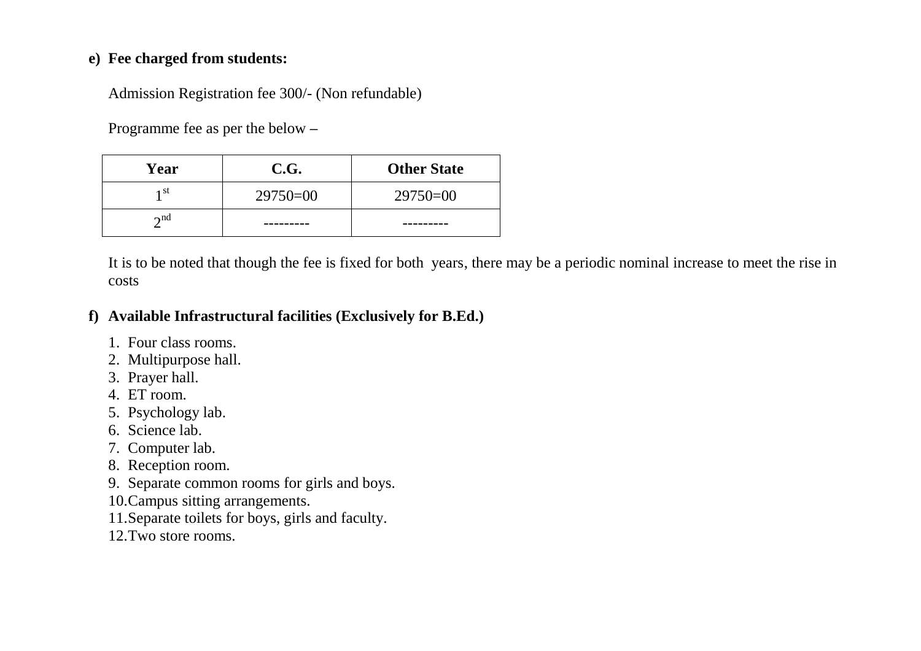**e) Fee charged from students:**

Admission Registration fee 300/- (Non refundable)

Programme fee as per the below –

| Year | C.G. | Other State |
|---|---|---|
| 1st | 29750=00 | 29750=00 |
| 2nd | --------- | --------- |

It is to be noted that though the fee is fixed for both years, there may be a periodic nominal increase to meet the rise in costs

**f) Available Infrastructural facilities (Exclusively for B.Ed.)**

1. Four class rooms.
2. Multipurpose hall.
3. Prayer hall.
4. ET room.
5. Psychology lab.
6. Science lab.
7. Computer lab.
8. Reception room.
9. Separate common rooms for girls and boys.
10. Campus sitting arrangements.
11. Separate toilets for boys, girls and faculty.
12. Two store rooms.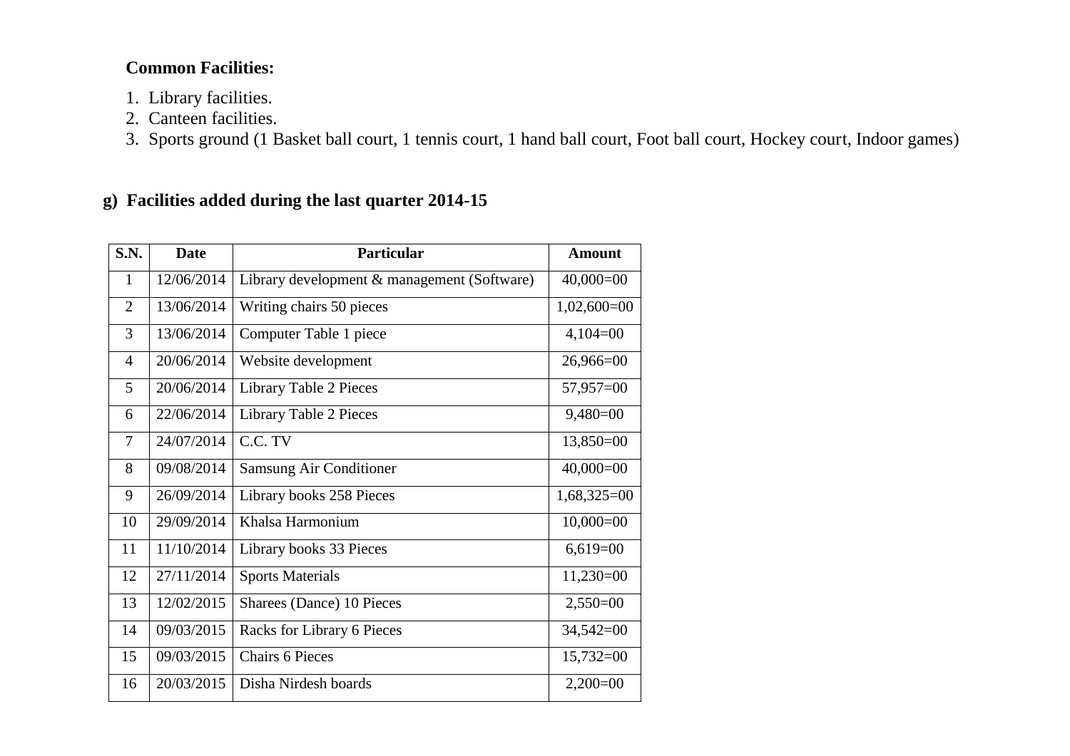**Common Facilities:**

1. Library facilities.
2. Canteen facilities.
3. Sports ground (1 Basket ball court, 1 tennis court, 1 hand ball court, Foot ball court, Hockey court, Indoor games)

## g) Facilities added during the last quarter 2014-15

| S.N. | Date | Particular | Amount |
|---|---|---|---|
| 1 | 12/06/2014 | Library development & management (Software) | 40,000=00 |
| 2 | 13/06/2014 | Writing chairs 50 pieces | 1,02,600=00 |
| 3 | 13/06/2014 | Computer Table 1 piece | 4,104=00 |
| 4 | 20/06/2014 | Website development | 26,966=00 |
| 5 | 20/06/2014 | Library Table 2 Pieces | 57,957=00 |
| 6 | 22/06/2014 | Library Table 2 Pieces | 9,480=00 |
| 7 | 24/07/2014 | C.C. TV | 13,850=00 |
| 8 | 09/08/2014 | Samsung Air Conditioner | 40,000=00 |
| 9 | 26/09/2014 | Library books 258 Pieces | 1,68,325=00 |
| 10 | 29/09/2014 | Khalsa Harmonium | 10,000=00 |
| 11 | 11/10/2014 | Library books 33 Pieces | 6,619=00 |
| 12 | 27/11/2014 | Sports Materials | 11,230=00 |
| 13 | 12/02/2015 | Sharees (Dance) 10 Pieces | 2,550=00 |
| 14 | 09/03/2015 | Racks for Library 6 Pieces | 34,542=00 |
| 15 | 09/03/2015 | Chairs 6 Pieces | 15,732=00 |
| 16 | 20/03/2015 | Disha Nirdesh boards | 2,200=00 |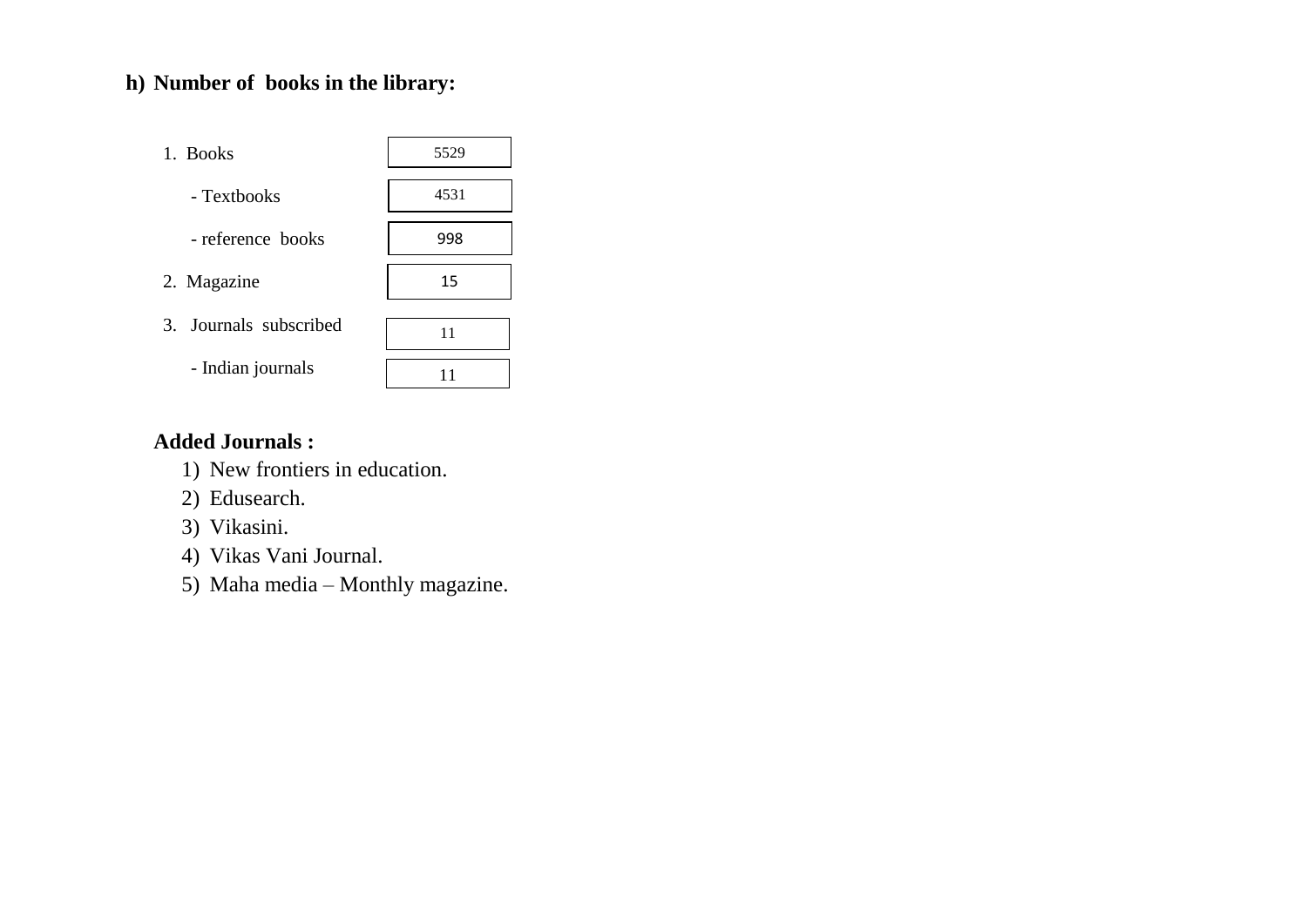## h) Number of books in the library:

| | |
|---|---|
| 1. Books | 5529 |
| - Textbooks | 4531 |
| - reference books | 998 |
| 2. Magazine | 15 |
| 3. Journals subscribed | 11 |
| - Indian journals | 11 |

**Added Journals :**

1) New frontiers in education.
2) Edusearch.
3) Vikasini.
4) Vikas Vani Journal.
5) Maha media – Monthly magazine.